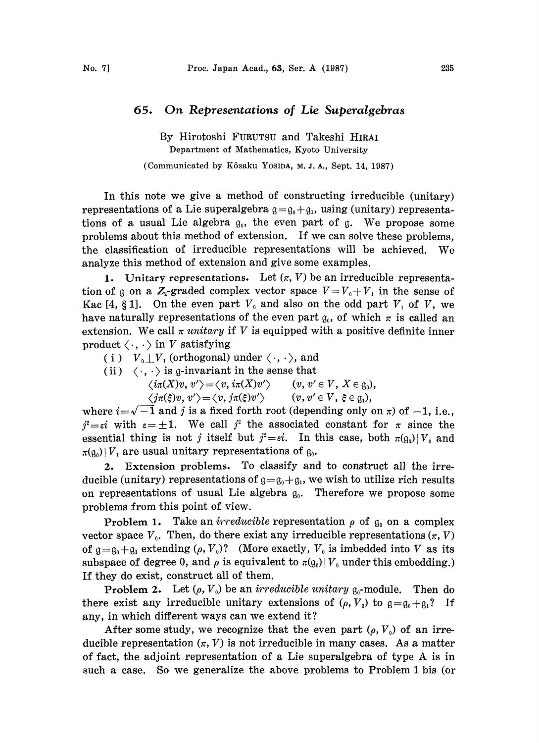# 65. *On Representations of Lie Superalgebras*

By Hirotoshi FURUTSU and Takeshi HIRAI

Department of Mathematics, Kyoto University

(Communicated by Kôsaku YOSIDA, M. J. A., Sept. 14, 1987)

In this note we give a method of constructing irreducible (unitary) representations of a Lie superalgebra $\mathfrak{g}=\mathfrak{g}_0+\mathfrak{g}_1$, using (unitary) representations of a usual Lie algebra $\mathfrak{g}_0$, the even part of $\mathfrak{g}$. We propose some problems about this method of extension. If we can solve these problems, the classification of irreducible representations will be achieved. We analyze this method of extension and give some examples.

**1. Unitary representations.** Let $(\pi, V)$ be an irreducible representation of $\mathfrak{g}$ on a $Z_2$-graded complex vector space $V=V_0+V_1$ in the sense of Kac [4, §1]. On the even part $V_0$ and also on the odd part $V_1$ of $V$, we have naturally representations of the even part $\mathfrak{g}_0$, of which $\pi$ is called an extension. We call $\pi$ *unitary* if $V$ is equipped with a positive definite inner product $\langle\cdot,\cdot\rangle$ in $V$ satisfying

( i ) $V_0 \perp V_1$ (orthogonal) under $\langle\cdot,\cdot\rangle$, and

(ii) $\langle\cdot,\cdot\rangle$ is $\mathfrak{g}$-invariant in the sense that

$$\langle i\pi(X)v, v'\rangle=\langle v, i\pi(X)v'\rangle \qquad (v, v' \in V,\ X\in \mathfrak{g}_0),$$

$$\langle j\pi(\xi)v, v'\rangle=\langle v, j\pi(\xi)v'\rangle \qquad (v, v' \in V,\ \xi\in \mathfrak{g}_1),$$

where $i=\sqrt{-1}$ and $j$ is a fixed forth root (depending only on $\pi$) of $-1$, i.e., $j^2=\varepsilon i$ with $\varepsilon=\pm 1$. We call $j^2$ the associated constant for $\pi$ since the essential thing is not $j$ itself but $j^2=\varepsilon i$. In this case, both $\pi(\mathfrak{g}_0)|V_0$ and $\pi(\mathfrak{g}_0)|V_1$ are usual unitary representations of $\mathfrak{g}_0$.

**2. Extension problems.** To classify and to construct all the irreducible (unitary) representations of $\mathfrak{g}=\mathfrak{g}_0+\mathfrak{g}_1$, we wish to utilize rich results on representations of usual Lie algebra $\mathfrak{g}_0$. Therefore we propose some problems from this point of view.

**Problem 1.** Take an *irreducible* representation $\rho$ of $\mathfrak{g}_0$ on a complex vector space $V_0$. Then, do there exist any irreducible representations $(\pi, V)$ of $\mathfrak{g}=\mathfrak{g}_0+\mathfrak{g}_1$ extending $(\rho, V_0)$? (More exactly, $V_0$ is imbedded into $V$ as its subspace of degree 0, and $\rho$ is equivalent to $\pi(\mathfrak{g}_0)|V_0$ under this embedding.) If they do exist, construct all of them.

**Problem 2.** Let $(\rho, V_0)$ be an *irreducible unitary* $\mathfrak{g}_0$-module. Then do there exist any irreducible unitary extensions of $(\rho, V_0)$ to $\mathfrak{g}=\mathfrak{g}_0+\mathfrak{g}_1$? If any, in which different ways can we extend it?

After some study, we recognize that the even part $(\rho, V_0)$ of an irreducible representation $(\pi, V)$ is not irreducible in many cases. As a matter of fact, the adjoint representation of a Lie superalgebra of type A is in such a case. So we generalize the above problems to Problem 1 bis (or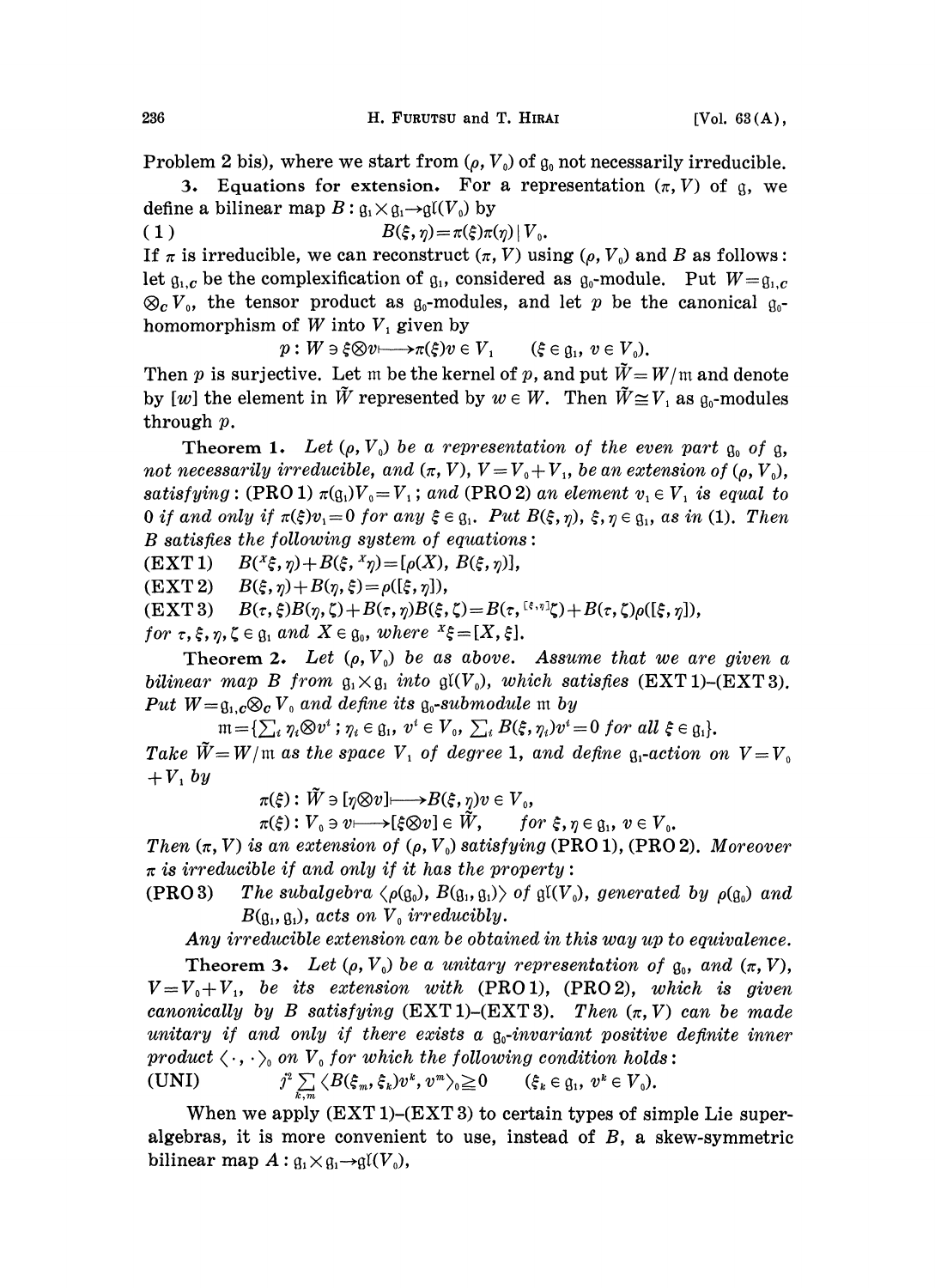Problem 2 bis), where we start from $(\rho, V_0)$ of $\mathfrak{g}_0$ not necessarily irreducible.

**3. Equations for extension.** For a representation $(\pi, V)$ of $\mathfrak{g}$, we define a bilinear map $B : \mathfrak{g}_1 \times \mathfrak{g}_1 \to \mathfrak{gl}(V_0)$ by

$$B(\xi, \eta) = \pi(\xi)\pi(\eta) \mid V_0. \tag{1}$$

If $\pi$ is irreducible, we can reconstruct $(\pi, V)$ using $(\rho, V_0)$ and $B$ as follows: let $\mathfrak{g}_{1,C}$ be the complexification of $\mathfrak{g}_1$, considered as $\mathfrak{g}_0$-module. Put $W = \mathfrak{g}_{1,C} \otimes_C V_0$, the tensor product as $\mathfrak{g}_0$-modules, and let $p$ be the canonical $\mathfrak{g}_0$-homomorphism of $W$ into $V_1$ given by

$$p : W \ni \xi \otimes v \longmapsto \pi(\xi)v \in V_1 \qquad (\xi \in \mathfrak{g}_1,\ v \in V_0).$$

Then $p$ is surjective. Let $\mathfrak{m}$ be the kernel of $p$, and put $\tilde{W} = W/\mathfrak{m}$ and denote by $[w]$ the element in $\tilde{W}$ represented by $w \in W$. Then $\tilde{W} \cong V_1$ as $\mathfrak{g}_0$-modules through $p$.

**Theorem 1.** *Let $(\rho, V_0)$ be a representation of the even part $\mathfrak{g}_0$ of $\mathfrak{g}$, not necessarily irreducible, and $(\pi, V)$, $V = V_0 + V_1$, be an extension of $(\rho, V_0)$, satisfying*: (PRO 1) $\pi(\mathfrak{g}_1)V_0 = V_1$; *and* (PRO 2) *an element $v_1 \in V_1$ is equal to 0 if and only if $\pi(\xi)v_1 = 0$ for any $\xi \in \mathfrak{g}_1$. Put $B(\xi, \eta)$, $\xi, \eta \in \mathfrak{g}_1$, as in* (1). *Then $B$ satisfies the following system of equations*:

(EXT 1) $\quad B({}^X\xi, \eta) + B(\xi, {}^X\eta) = [\rho(X), B(\xi, \eta)]$,

(EXT 2) $\quad B(\xi, \eta) + B(\eta, \xi) = \rho([\xi, \eta])$,

(EXT 3) $\quad B(\tau, \xi)B(\eta, \zeta) + B(\tau, \eta)B(\xi, \zeta) = B(\tau, {}^{[\xi,\eta]}\zeta) + B(\tau, \zeta)\rho([\xi, \eta])$,

*for $\tau, \xi, \eta, \zeta \in \mathfrak{g}_1$ and $X \in \mathfrak{g}_0$, where ${}^X\xi = [X, \xi]$.*

**Theorem 2.** *Let $(\rho, V_0)$ be as above. Assume that we are given a bilinear map $B$ from $\mathfrak{g}_1 \times \mathfrak{g}_1$ into $\mathfrak{gl}(V_0)$, which satisfies* (EXT 1)–(EXT 3). *Put $W = \mathfrak{g}_{1,C} \otimes_C V_0$ and define its $\mathfrak{g}_0$-submodule $\mathfrak{m}$ by*

$$\mathfrak{m} = \{\textstyle\sum_i \eta_i \otimes v^i\ ;\ \eta_i \in \mathfrak{g}_1,\ v^i \in V_0,\ \sum_i B(\xi, \eta_i)v^i = 0 \text{ for all } \xi \in \mathfrak{g}_1\}.$$

*Take $\tilde{W} = W/\mathfrak{m}$ as the space $V_1$ of degree 1, and define $\mathfrak{g}_1$-action on $V = V_0 + V_1$ by*

$$\pi(\xi) : \tilde{W} \ni [\eta \otimes v] \longmapsto B(\xi, \eta)v \in V_0,$$

$$\pi(\xi) : V_0 \ni v \longmapsto [\xi \otimes v] \in \tilde{W}, \qquad \text{for } \xi, \eta \in \mathfrak{g}_1,\ v \in V_0.$$

*Then $(\pi, V)$ is an extension of $(\rho, V_0)$ satisfying* (PRO 1), (PRO 2). *Moreover $\pi$ is irreducible if and only if it has the property*:

(PRO 3) *The subalgebra $\langle \rho(\mathfrak{g}_0), B(\mathfrak{g}_1, \mathfrak{g}_1)\rangle$ of $\mathfrak{gl}(V_0)$, generated by $\rho(\mathfrak{g}_0)$ and $B(\mathfrak{g}_1, \mathfrak{g}_1)$, acts on $V_0$ irreducibly.*

*Any irreducible extension can be obtained in this way up to equivalence.*

**Theorem 3.** *Let $(\rho, V_0)$ be a unitary representation of $\mathfrak{g}_0$, and $(\pi, V)$, $V = V_0 + V_1$, be its extension with* (PRO 1), (PRO 2), *which is given canonically by $B$ satisfying* (EXT 1)–(EXT 3). *Then $(\pi, V)$ can be made unitary if and only if there exists a $\mathfrak{g}_0$-invariant positive definite inner product $\langle \cdot, \cdot \rangle_0$ on $V_0$ for which the following condition holds*:

(UNI) $\qquad j^2 \sum_{k,m} \langle B(\xi_m, \xi_k)v^k, v^m \rangle_0 \geqq 0 \qquad (\xi_k \in \mathfrak{g}_1,\ v^k \in V_0).$

When we apply (EXT 1)–(EXT 3) to certain types of simple Lie superalgebras, it is more convenient to use, instead of $B$, a skew-symmetric bilinear map $A : \mathfrak{g}_1 \times \mathfrak{g}_1 \to \mathfrak{gl}(V_0)$,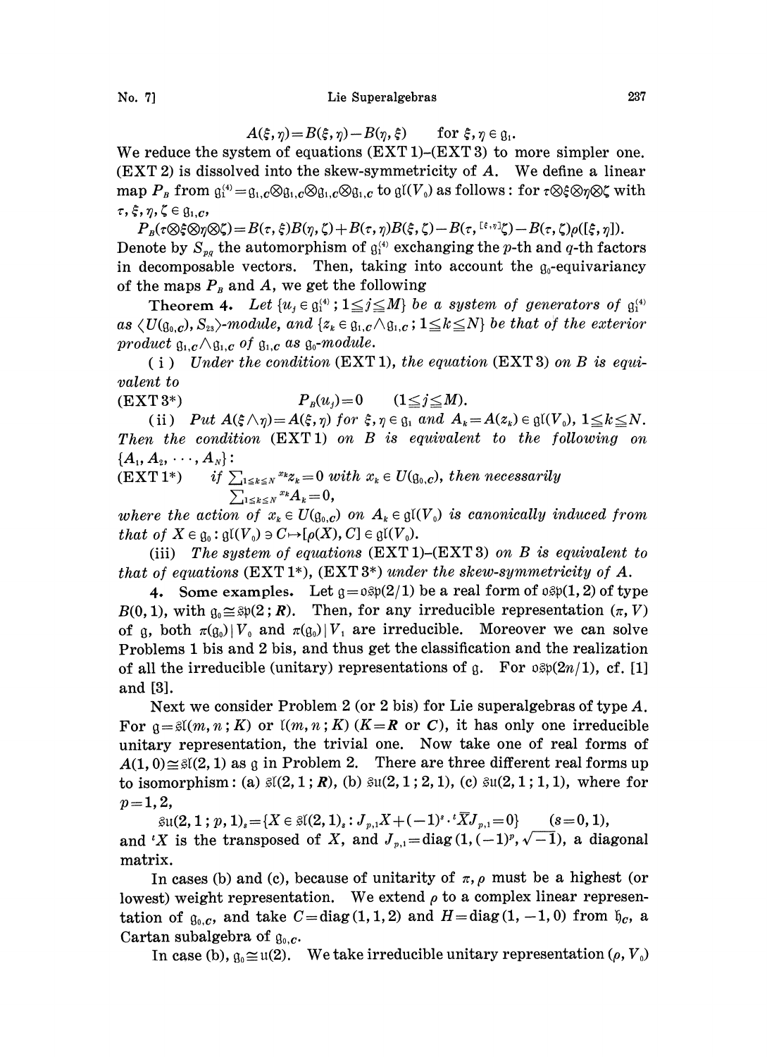$$A(\xi, \eta) = B(\xi, \eta) - B(\eta, \xi) \qquad \text{for } \xi, \eta \in \mathfrak{g}_1.$$

We reduce the system of equations (EXT 1)–(EXT 3) to more simpler one. (EXT 2) is dissolved into the skew-symmetricity of $A$. We define a linear map $P_B$ from $\mathfrak{g}_1^{(4)} = \mathfrak{g}_{1,C} \otimes \mathfrak{g}_{1,C} \otimes \mathfrak{g}_{1,C} \otimes \mathfrak{g}_{1,C}$ to $\mathfrak{gl}(V_0)$ as follows: for $\tau \otimes \xi \otimes \eta \otimes \zeta$ with $\tau, \xi, \eta, \zeta \in \mathfrak{g}_{1,C}$,

$$P_B(\tau \otimes \xi \otimes \eta \otimes \zeta) = B(\tau, \xi)B(\eta, \zeta) + B(\tau, \eta)B(\xi, \zeta) - B(\tau, {}^{[\xi, \eta]}\zeta) - B(\tau, \zeta)\rho([\xi, \eta]).$$

Denote by $S_{pq}$ the automorphism of $\mathfrak{g}_1^{(4)}$ exchanging the $p$-th and $q$-th factors in decomposable vectors. Then, taking into account the $\mathfrak{g}_0$-equivariancy of the maps $P_B$ and $A$, we get the following

**Theorem 4.** *Let $\{u_j \in \mathfrak{g}_1^{(4)}; 1 \leq j \leq M\}$ be a system of generators of $\mathfrak{g}_1^{(4)}$ as $\langle U(\mathfrak{g}_{0,C}), S_{23} \rangle$-module, and $\{z_k \in \mathfrak{g}_{1,C} \wedge \mathfrak{g}_{1,C}; 1 \leq k \leq N\}$ be that of the exterior product $\mathfrak{g}_{1,C} \wedge \mathfrak{g}_{1,C}$ of $\mathfrak{g}_{1,C}$ as $\mathfrak{g}_0$-module.*

(i) *Under the condition* (EXT 1), *the equation* (EXT 3) *on $B$ is equivalent to*

(EXT 3*) $\qquad P_B(u_j) = 0 \qquad (1 \leq j \leq M).$

(ii) *Put $A(\xi \wedge \eta) = A(\xi, \eta)$ for $\xi, \eta \in \mathfrak{g}_1$ and $A_k = A(z_k) \in \mathfrak{gl}(V_0)$, $1 \leq k \leq N$. Then the condition* (EXT 1) *on $B$ is equivalent to the following on $\{A_1, A_2, \cdots, A_N\}$*:

(EXT 1*) $\qquad$ *if $\sum_{1 \leq k \leq N} {}^{x_k}z_k = 0$ with $x_k \in U(\mathfrak{g}_{0,C})$, then necessarily*
$$\sum_{1 \leq k \leq N} {}^{x_k}A_k = 0,$$
*where the action of $x_k \in U(\mathfrak{g}_{0,C})$ on $A_k \in \mathfrak{gl}(V_0)$ is canonically induced from that of $X \in \mathfrak{g}_0 : \mathfrak{gl}(V_0) \ni C \mapsto [\rho(X), C] \in \mathfrak{gl}(V_0)$.*

(iii) *The system of equations* (EXT 1)–(EXT 3) *on $B$ is equivalent to that of equations* (EXT 1*), (EXT 3*) *under the skew-symmetricity of $A$.*

**4. Some examples.** Let $\mathfrak{g} = \mathfrak{osp}(2/1)$ be a real form of $\mathfrak{osp}(1, 2)$ of type $B(0, 1)$, with $\mathfrak{g}_0 \cong \mathfrak{sp}(2; \boldsymbol{R})$. Then, for any irreducible representation $(\pi, V)$ of $\mathfrak{g}$, both $\pi(\mathfrak{g}_0)|V_0$ and $\pi(\mathfrak{g}_0)|V_1$ are irreducible. Moreover we can solve Problems 1 bis and 2 bis, and thus get the classification and the realization of all the irreducible (unitary) representations of $\mathfrak{g}$. For $\mathfrak{osp}(2n/1)$, cf. [1] and [3].

Next we consider Problem 2 (or 2 bis) for Lie superalgebras of type $A$. For $\mathfrak{g} = \mathfrak{sl}(m, n; K)$ or $\mathfrak{l}(m, n; K)$ ($K = \boldsymbol{R}$ or $\boldsymbol{C}$), it has only one irreducible unitary representation, the trivial one. Now take one of real forms of $A(1, 0) \cong \mathfrak{sl}(2, 1)$ as $\mathfrak{g}$ in Problem 2. There are three different real forms up to isomorphism: (a) $\mathfrak{sl}(2, 1; \boldsymbol{R})$, (b) $\mathfrak{su}(2, 1; 2, 1)$, (c) $\mathfrak{su}(2, 1; 1, 1)$, where for $p = 1, 2$,

$$\mathfrak{su}(2, 1; p, 1)_s = \{X \in \mathfrak{sl}(2, 1)_s : J_{p,1}X + (-1)^s \cdot {}^t\overline{X}J_{p,1} = 0\} \qquad (s = 0, 1),$$

and ${}^tX$ is the transposed of $X$, and $J_{p,1} = \mathrm{diag}\,(1, (-1)^p, \sqrt{-1})$, a diagonal matrix.

In cases (b) and (c), because of unitarity of $\pi$, $\rho$ must be a highest (or lowest) weight representation. We extend $\rho$ to a complex linear representation of $\mathfrak{g}_{0,C}$, and take $C = \mathrm{diag}\,(1, 1, 2)$ and $H = \mathrm{diag}\,(1, -1, 0)$ from $\mathfrak{h}_C$, a Cartan subalgebra of $\mathfrak{g}_{0,C}$.

In case (b), $\mathfrak{g}_0 \cong \mathfrak{u}(2)$. We take irreducible unitary representation $(\rho, V_0)$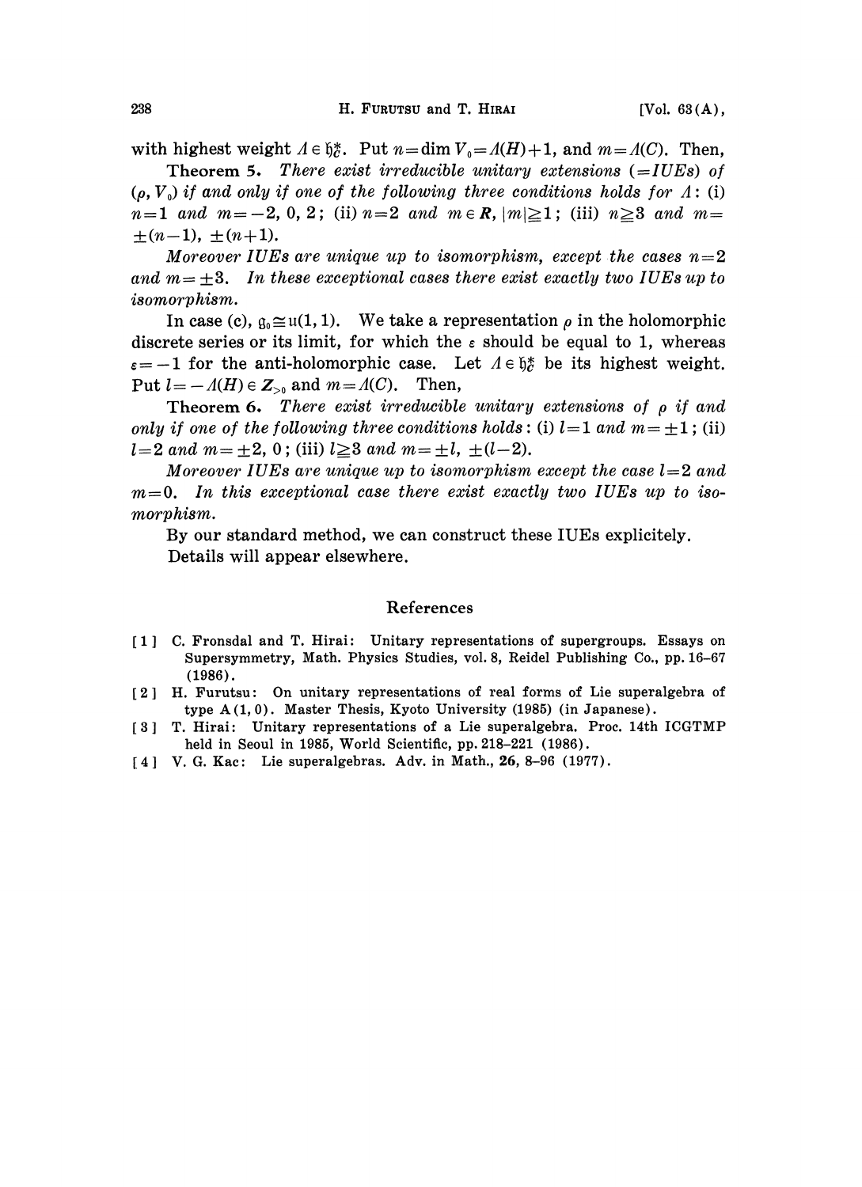with highest weight $\Lambda \in \mathfrak{h}_C^*$. Put $n = \dim V_0 = \Lambda(H)+1$, and $m = \Lambda(C)$. Then,

**Theorem 5.** *There exist irreducible unitary extensions (=IUEs) of $(\rho, V_0)$ if and only if one of the following three conditions holds for $\Lambda$*: (i) $n=1$ *and* $m=-2, 0, 2$; (ii) $n=2$ *and* $m \in \boldsymbol{R}, |m| \geqq 1$; (iii) $n \geqq 3$ *and* $m = \pm(n-1), \pm(n+1)$.

*Moreover IUEs are unique up to isomorphism, except the cases $n=2$ and $m=\pm 3$. In these exceptional cases there exist exactly two IUEs up to isomorphism.*

In case (c), $\mathfrak{g}_0 \cong \mathfrak{u}(1,1)$. We take a representation $\rho$ in the holomorphic discrete series or its limit, for which the $\varepsilon$ should be equal to 1, whereas $\varepsilon = -1$ for the anti-holomorphic case. Let $\Lambda \in \mathfrak{h}_C^*$ be its highest weight. Put $l = -\Lambda(H) \in \boldsymbol{Z}_{>0}$ and $m = \Lambda(C)$. Then,

**Theorem 6.** *There exist irreducible unitary extensions of $\rho$ if and only if one of the following three conditions holds*: (i) $l=1$ *and* $m=\pm 1$; (ii) $l=2$ *and* $m=\pm 2, 0$; (iii) $l \geqq 3$ *and* $m = \pm l, \pm(l-2)$.

*Moreover IUEs are unique up to isomorphism except the case $l=2$ and $m=0$. In this exceptional case there exist exactly two IUEs up to isomorphism.*

By our standard method, we can construct these IUEs explicitely.

Details will appear elsewhere.

## References

[1] C. Fronsdal and T. Hirai: Unitary representations of supergroups. Essays on Supersymmetry, Math. Physics Studies, vol. 8, Reidel Publishing Co., pp. 16–67 (1986).

[2] H. Furutsu: On unitary representations of real forms of Lie superalgebra of type A(1, 0). Master Thesis, Kyoto University (1985) (in Japanese).

[3] T. Hirai: Unitary representations of a Lie superalgebra. Proc. 14th ICGTMP held in Seoul in 1985, World Scientific, pp. 218–221 (1986).

[4] V. G. Kac: Lie superalgebras. Adv. in Math., **26**, 8–96 (1977).